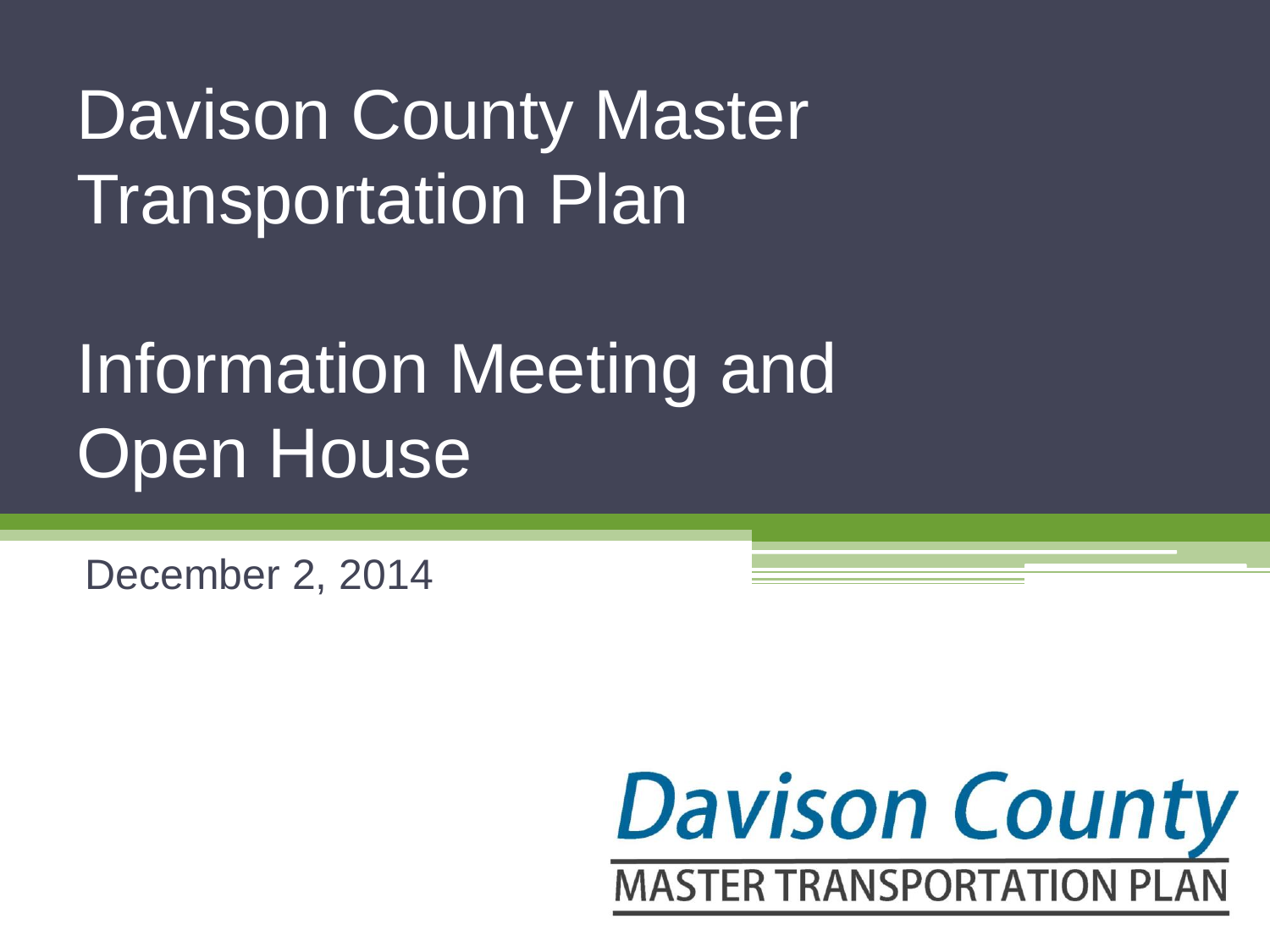# Davison County Master Transportation Plan

# Information Meeting and Open House

December 2, 2014

**Davison County**

MASTER TRANSPORTATION PLAN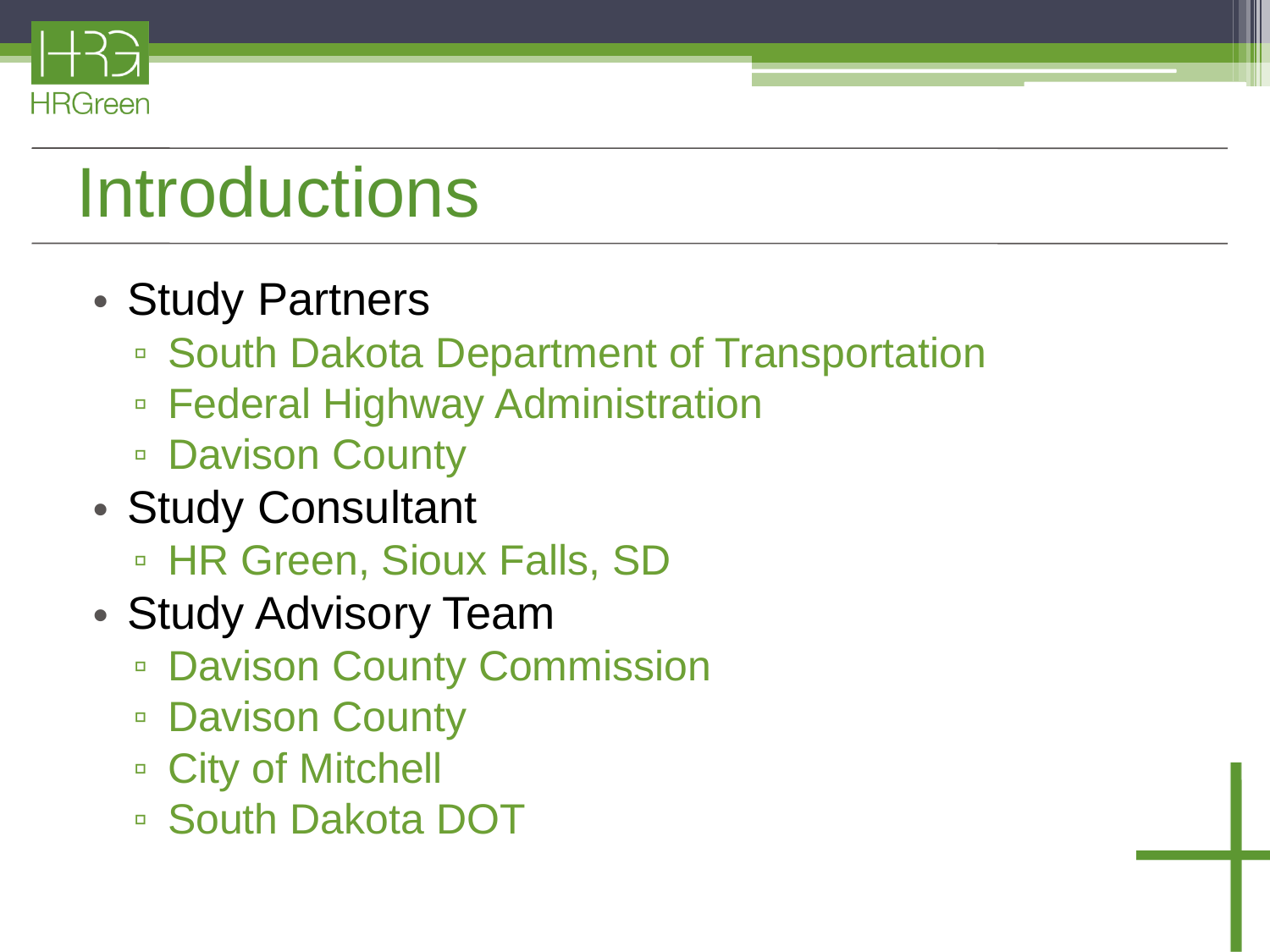# Introductions

- Study Partners
  - South Dakota Department of Transportation
  - Federal Highway Administration
  - Davison County
- Study Consultant
  - HR Green, Sioux Falls, SD
- Study Advisory Team
  - Davison County Commission
  - Davison County
  - City of Mitchell
  - South Dakota DOT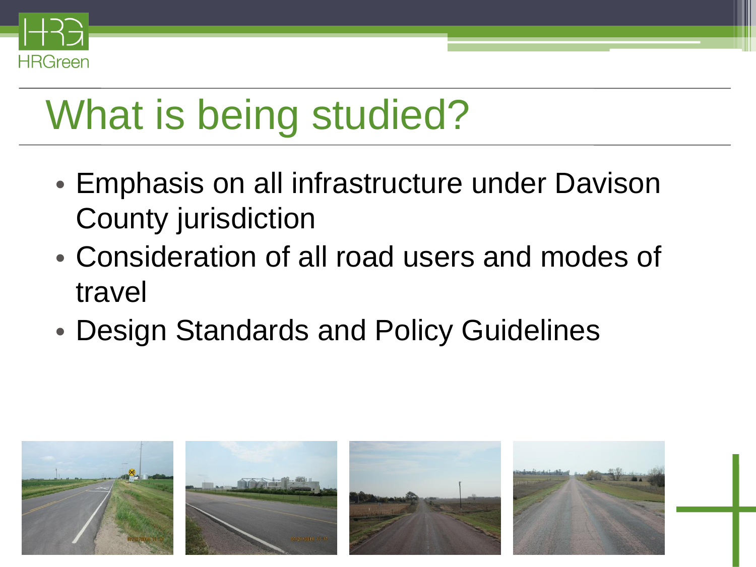# What is being studied?

- Emphasis on all infrastructure under Davison County jurisdiction
- Consideration of all road users and modes of travel
- Design Standards and Policy Guidelines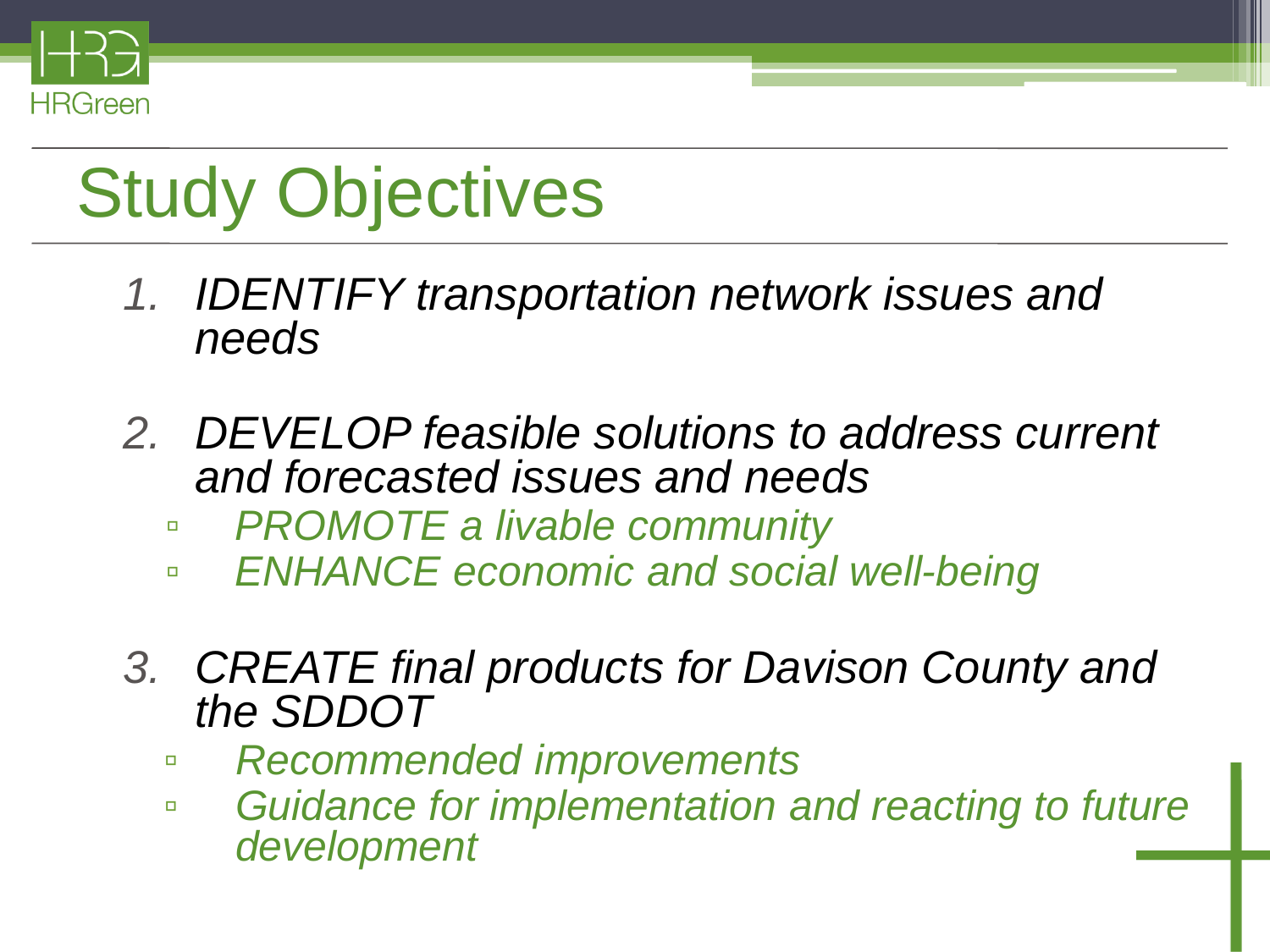# Study Objectives

1. *IDENTIFY transportation network issues and needs*

2. *DEVELOP feasible solutions to address current and forecasted issues and needs*
   - *PROMOTE a livable community*
   - *ENHANCE economic and social well-being*

3. *CREATE final products for Davison County and the SDDOT*
   - *Recommended improvements*
   - *Guidance for implementation and reacting to future development*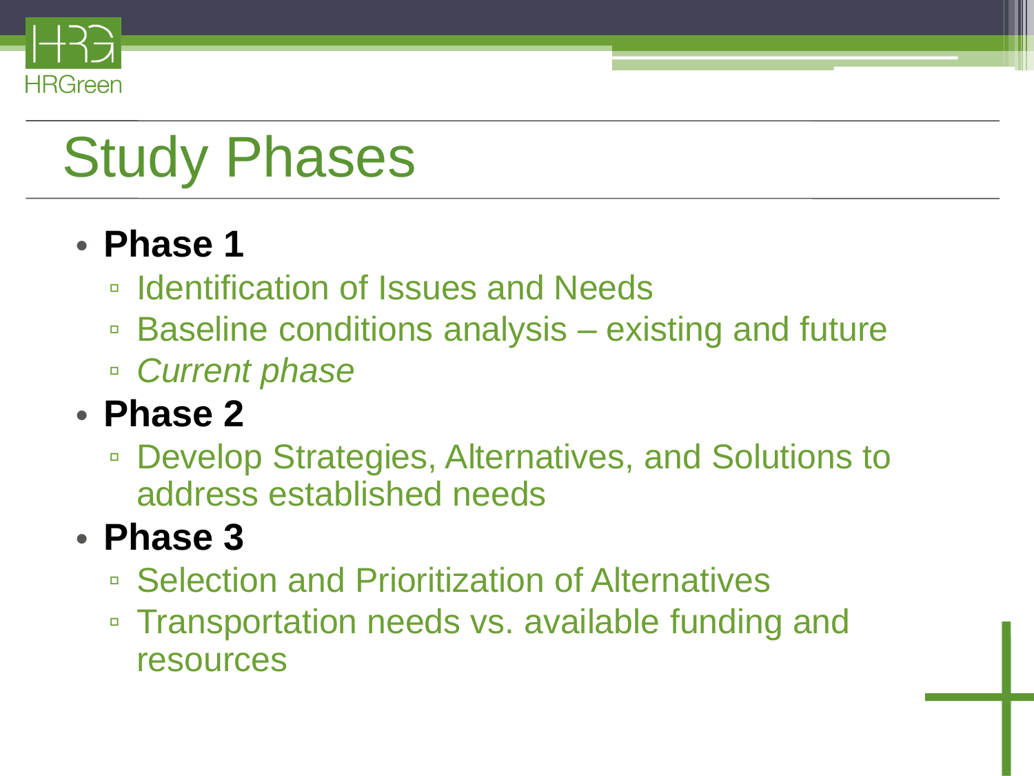# Study Phases

- **Phase 1**
  - Identification of Issues and Needs
  - Baseline conditions analysis – existing and future
  - *Current phase*
- **Phase 2**
  - Develop Strategies, Alternatives, and Solutions to address established needs
- **Phase 3**
  - Selection and Prioritization of Alternatives
  - Transportation needs vs. available funding and resources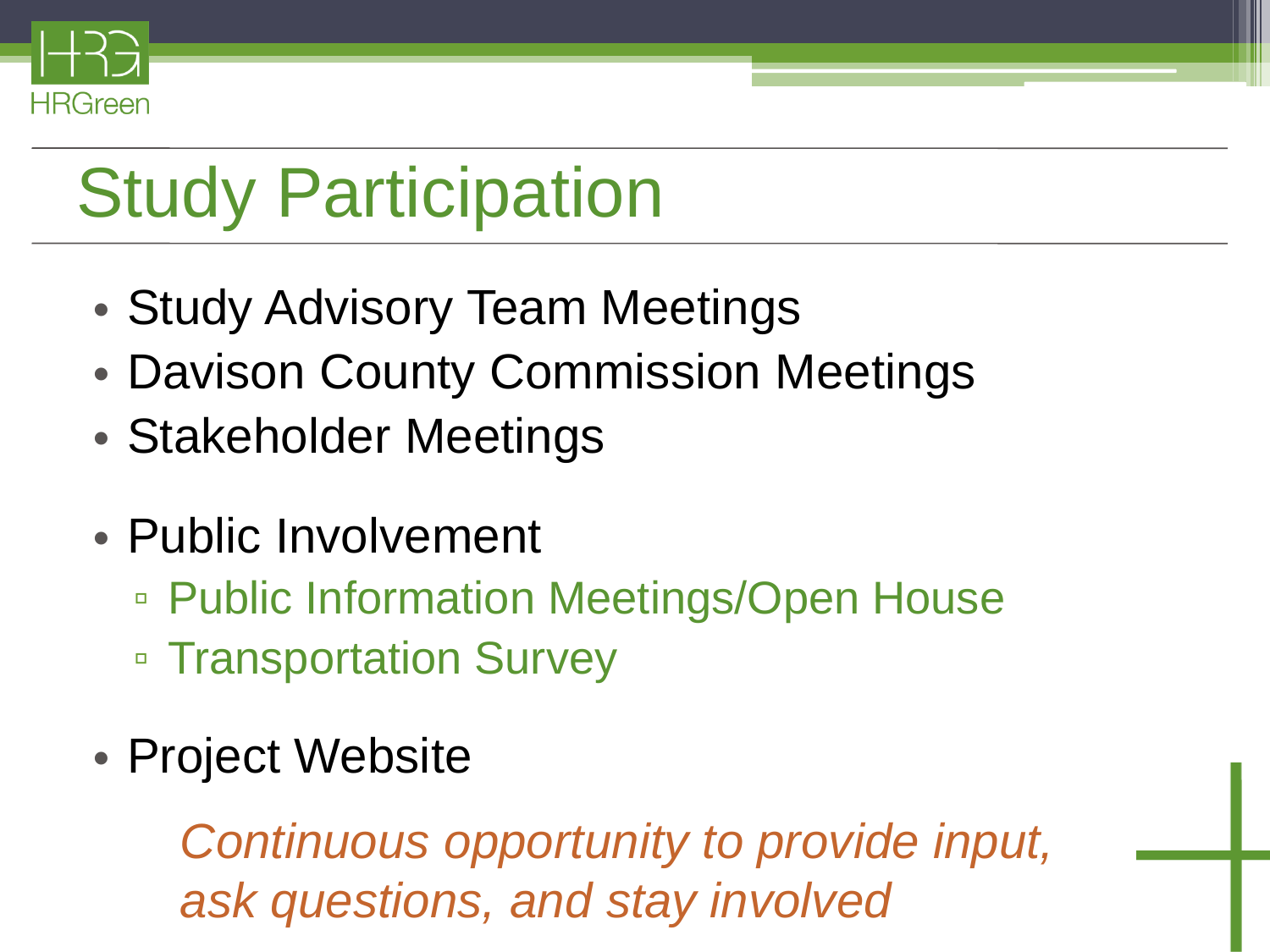# Study Participation

- Study Advisory Team Meetings
- Davison County Commission Meetings
- Stakeholder Meetings

- Public Involvement
  - Public Information Meetings/Open House
  - Transportation Survey

- Project Website

*Continuous opportunity to provide input, ask questions, and stay involved*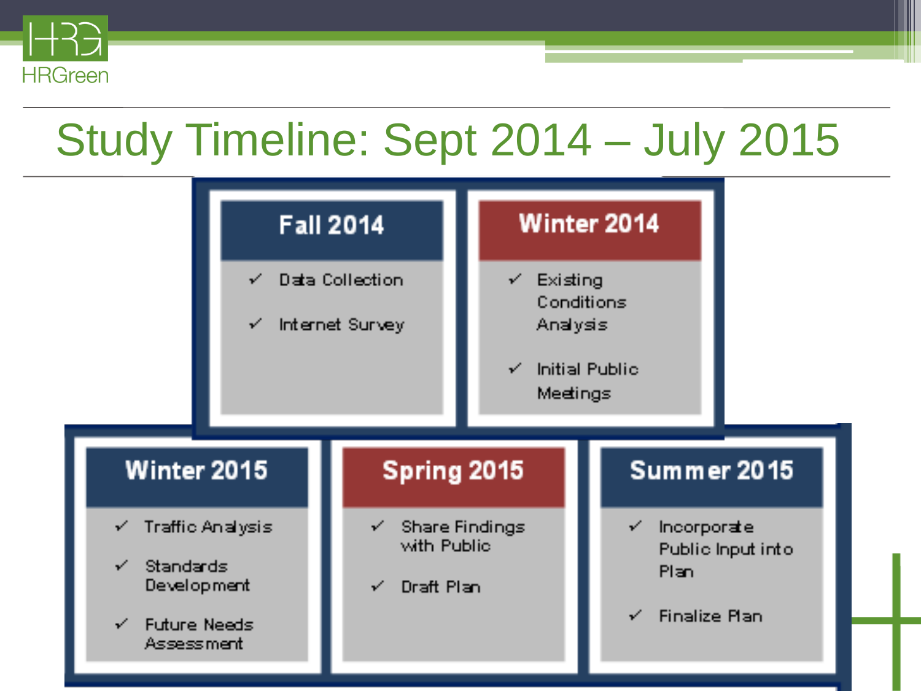# Study Timeline: Sept 2014 – July 2015

### Fall 2014

- ✓ Data Collection
- ✓ Internet Survey

### Winter 2014

- ✓ Existing Conditions Analysis
- ✓ Initial Public Meetings

### Winter 2015

- ✓ Traffic Analysis
- ✓ Standards Development
- ✓ Future Needs Assessment

### Spring 2015

- ✓ Share Findings with Public
- ✓ Draft Plan

### Summer 2015

- ✓ Incorporate Public Input into Plan
- ✓ Finalize Plan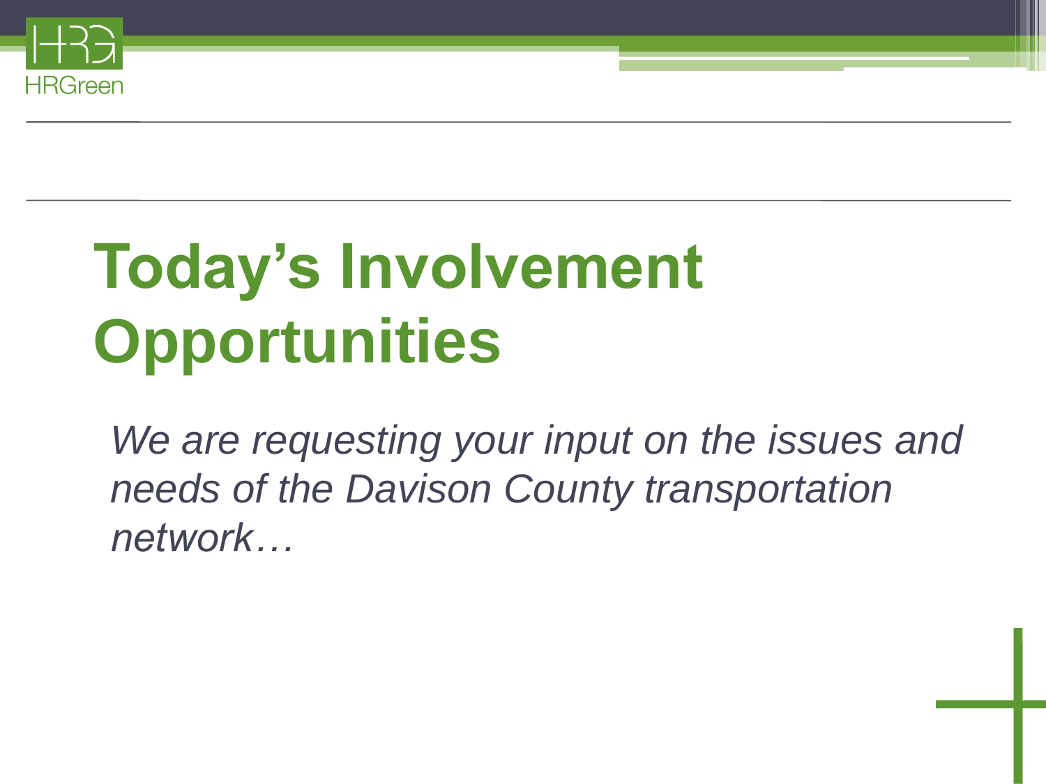# Today's Involvement Opportunities

*We are requesting your input on the issues and needs of the Davison County transportation network…*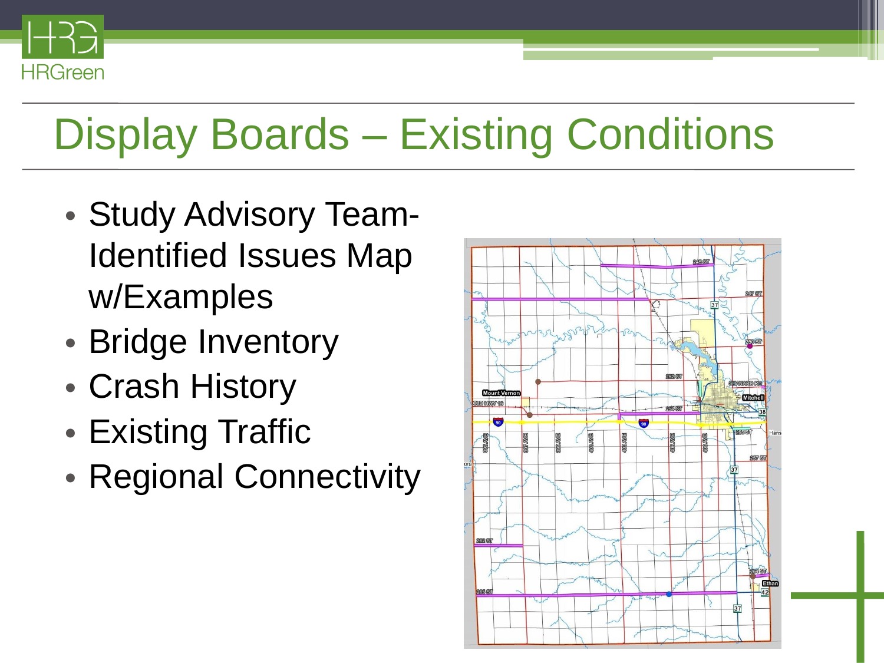# Display Boards – Existing Conditions

- Study Advisory Team-Identified Issues Map w/Examples
- Bridge Inventory
- Crash History
- Existing Traffic
- Regional Connectivity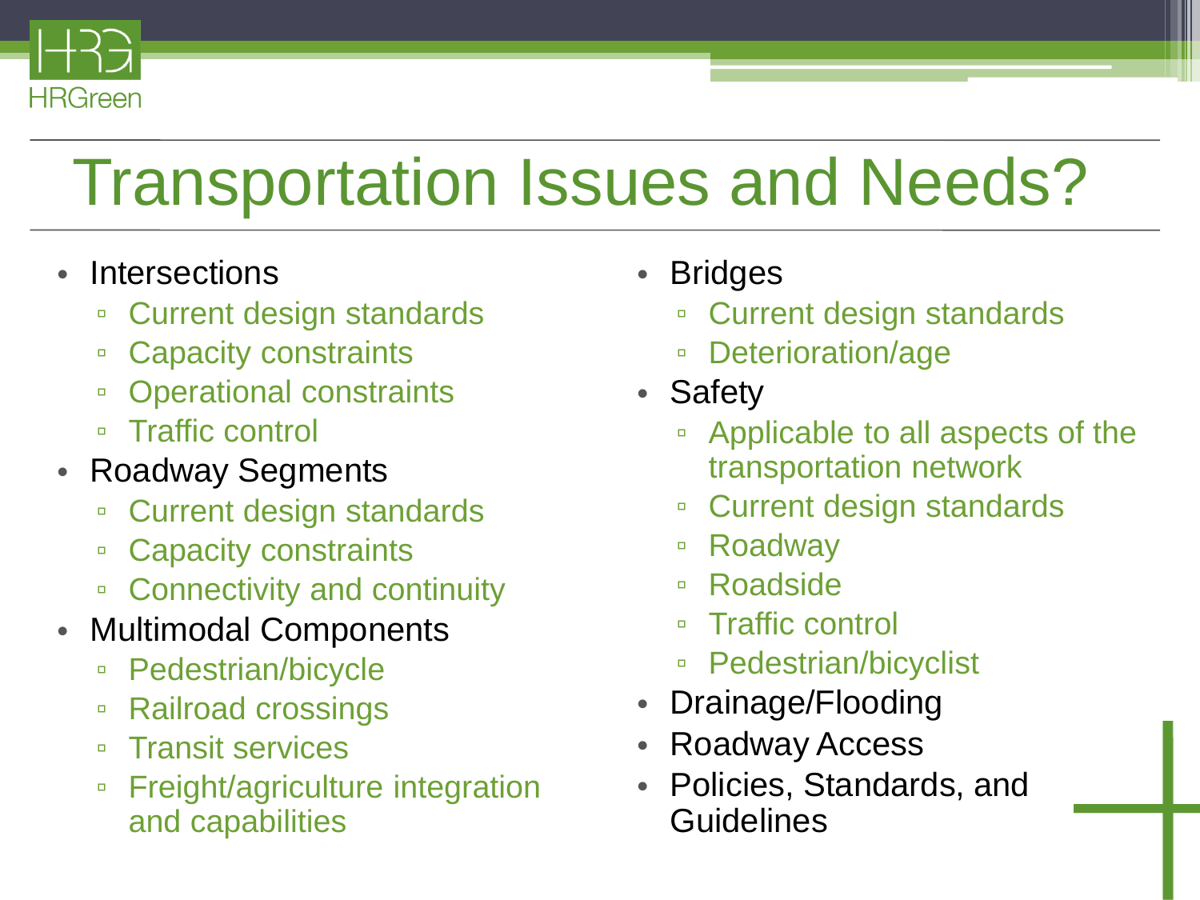# Transportation Issues and Needs?

- Intersections
  - Current design standards
  - Capacity constraints
  - Operational constraints
  - Traffic control
- Roadway Segments
  - Current design standards
  - Capacity constraints
  - Connectivity and continuity
- Multimodal Components
  - Pedestrian/bicycle
  - Railroad crossings
  - Transit services
  - Freight/agriculture integration and capabilities
- Bridges
  - Current design standards
  - Deterioration/age
- Safety
  - Applicable to all aspects of the transportation network
  - Current design standards
  - Roadway
  - Roadside
  - Traffic control
  - Pedestrian/bicyclist
- Drainage/Flooding
- Roadway Access
- Policies, Standards, and Guidelines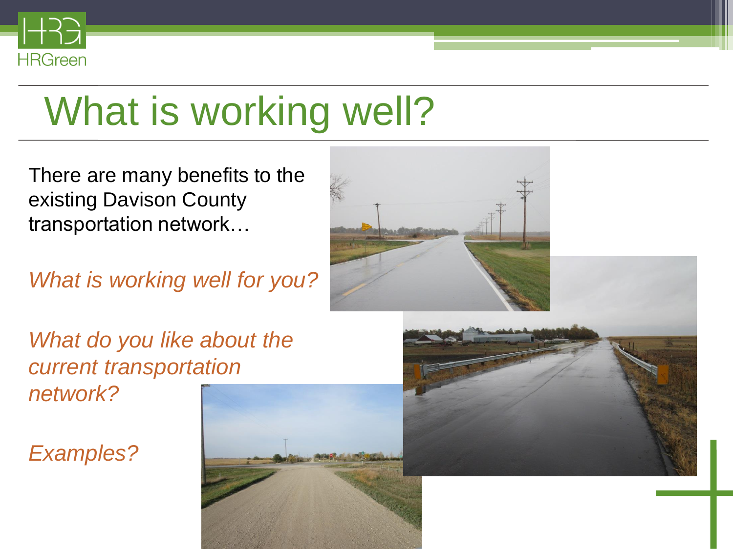# What is working well?

There are many benefits to the existing Davison County transportation network…

*What is working well for you?*

*What do you like about the current transportation network?*

*Examples?*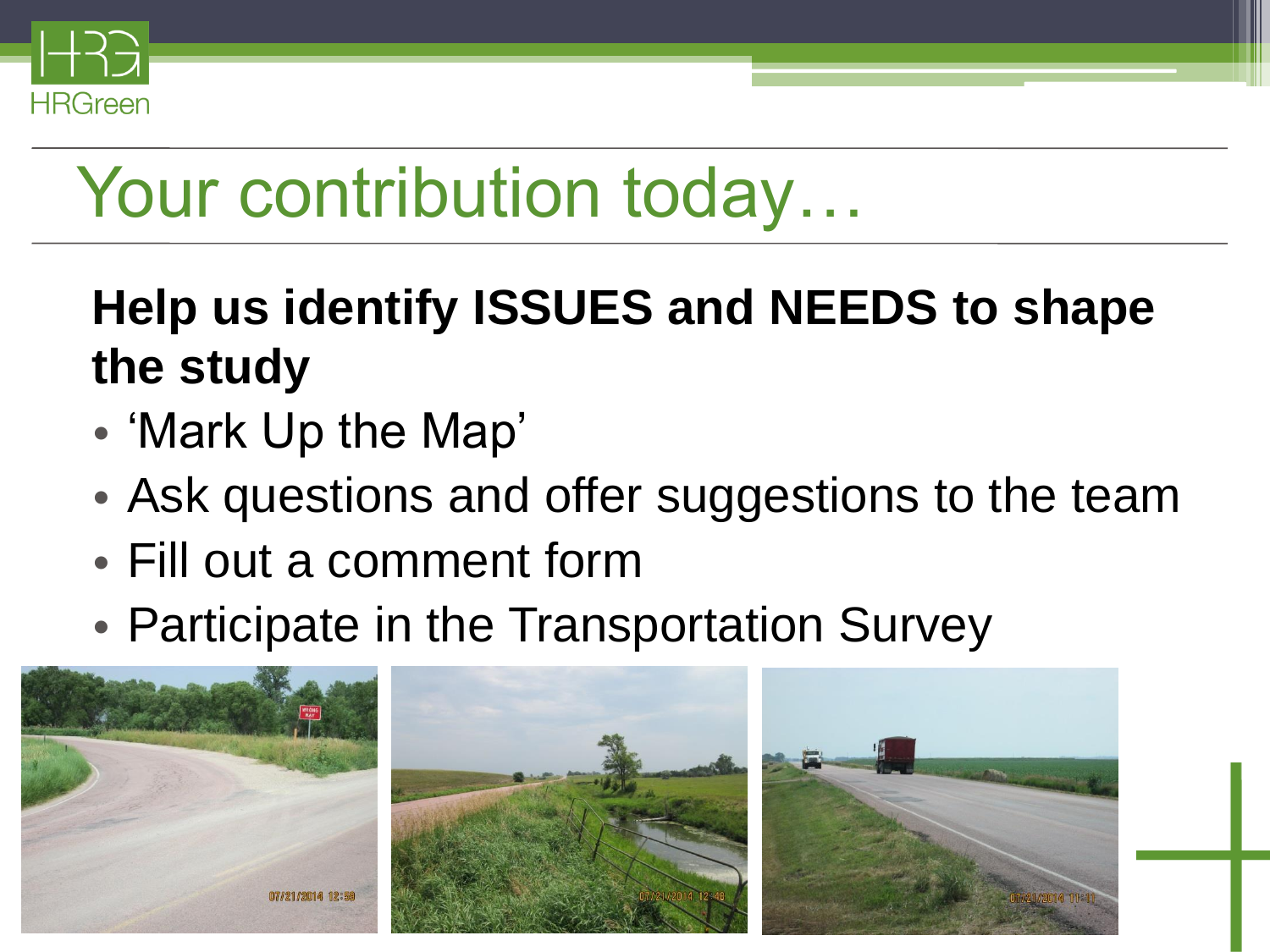# Your contribution today…

**Help us identify ISSUES and NEEDS to shape the study**

- 'Mark Up the Map'
- Ask questions and offer suggestions to the team
- Fill out a comment form
- Participate in the Transportation Survey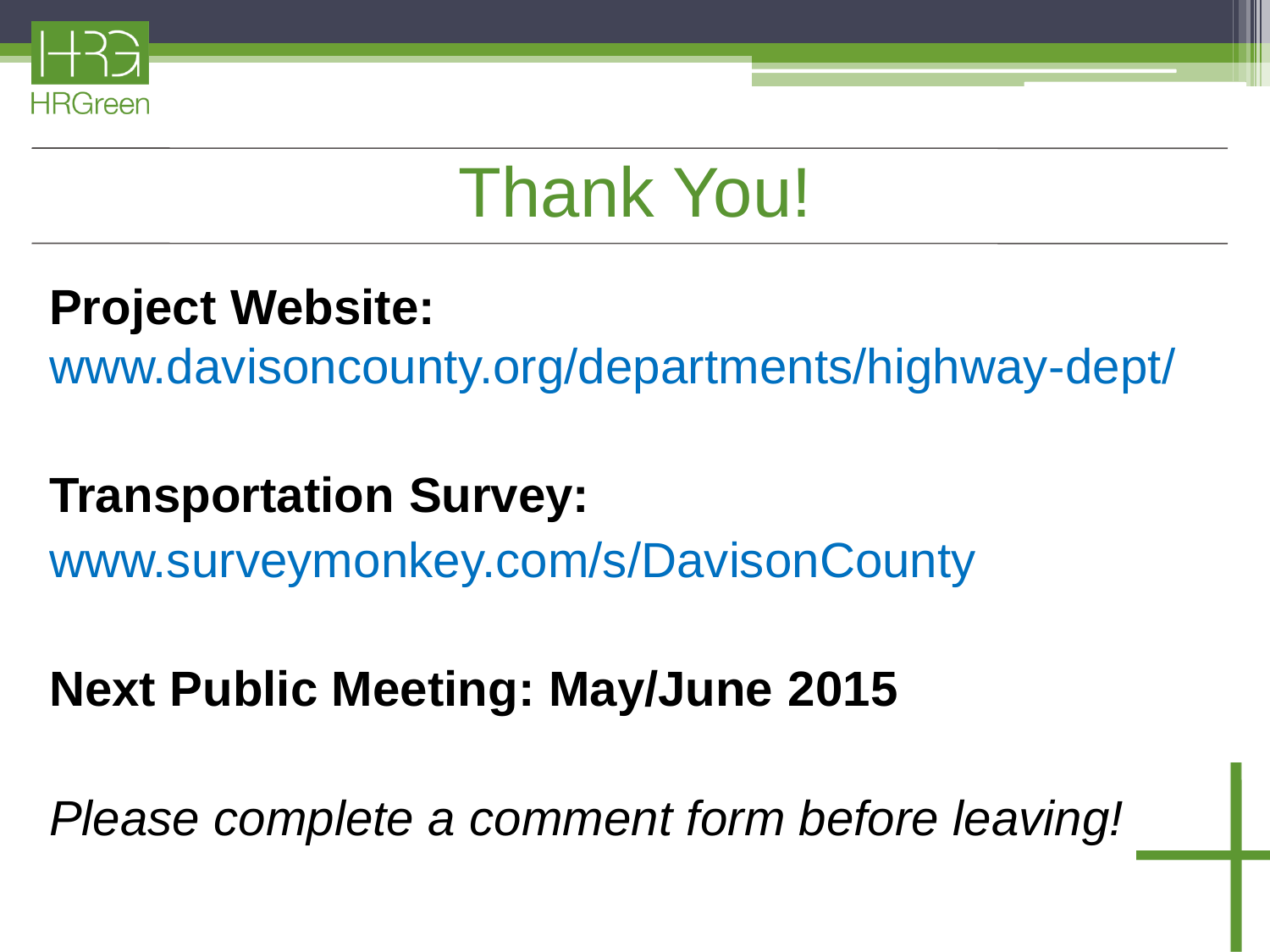# Thank You!

**Project Website:**

www.davisoncounty.org/departments/highway-dept/

**Transportation Survey:**

www.surveymonkey.com/s/DavisonCounty

**Next Public Meeting: May/June 2015**

*Please complete a comment form before leaving!*